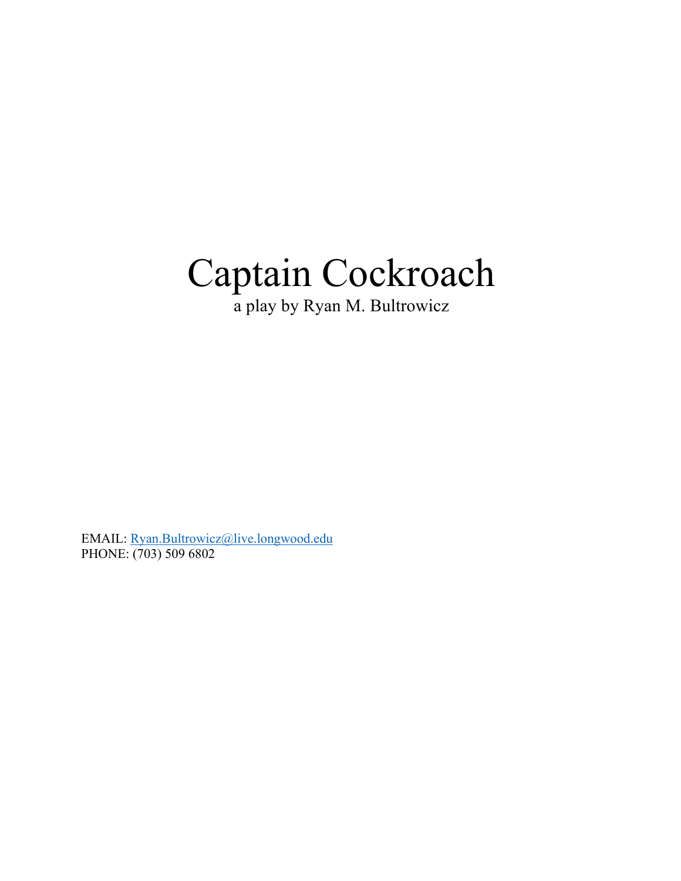# Captain Cockroach

a play by Ryan M. Bultrowicz

EMAIL: Ryan.Bultrowicz@live.longwood.edu
PHONE: (703) 509 6802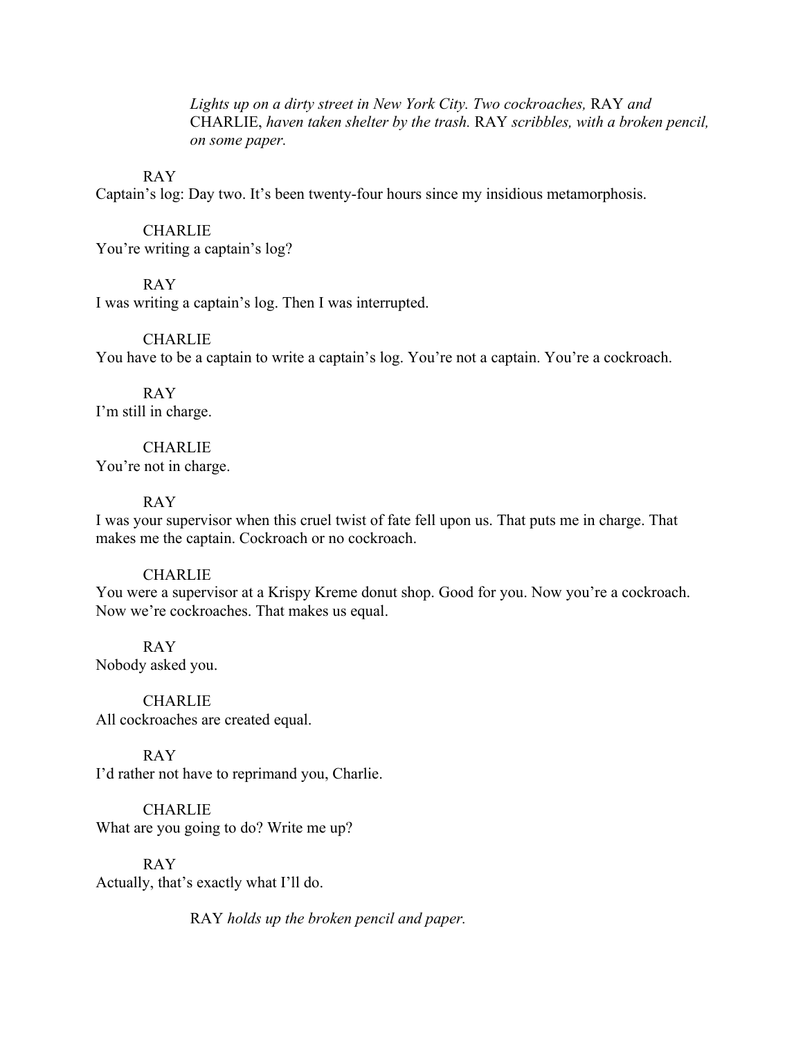*Lights up on a dirty street in New York City. Two cockroaches,* RAY *and* CHARLIE, *haven taken shelter by the trash.* RAY *scribbles, with a broken pencil, on some paper.*

RAY

Captain's log: Day two. It's been twenty-four hours since my insidious metamorphosis.

CHARLIE

You're writing a captain's log?

RAY

I was writing a captain's log. Then I was interrupted.

CHARLIE

You have to be a captain to write a captain's log. You're not a captain. You're a cockroach.

RAY

I'm still in charge.

CHARLIE

You're not in charge.

RAY

I was your supervisor when this cruel twist of fate fell upon us. That puts me in charge. That makes me the captain. Cockroach or no cockroach.

CHARLIE

You were a supervisor at a Krispy Kreme donut shop. Good for you. Now you're a cockroach. Now we're cockroaches. That makes us equal.

RAY

Nobody asked you.

CHARLIE

All cockroaches are created equal.

RAY

I'd rather not have to reprimand you, Charlie.

CHARLIE

What are you going to do? Write me up?

RAY

Actually, that's exactly what I'll do.

RAY *holds up the broken pencil and paper.*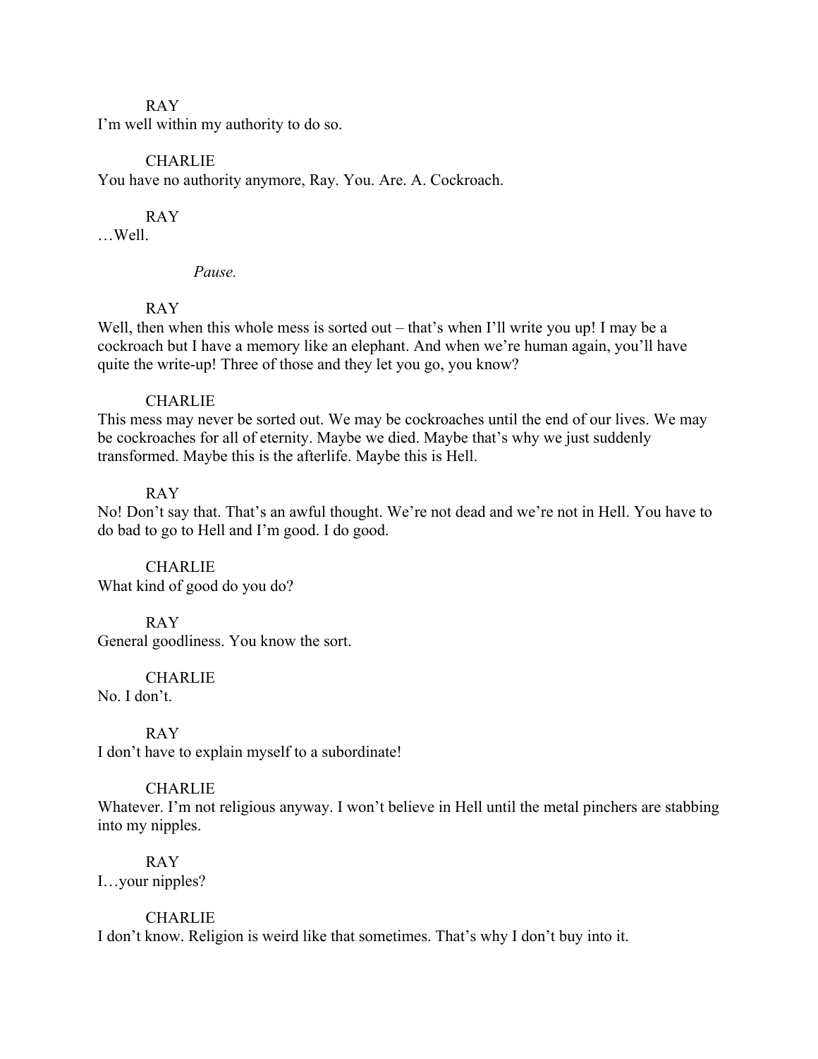RAY

I'm well within my authority to do so.

CHARLIE

You have no authority anymore, Ray. You. Are. A. Cockroach.

RAY

…Well.

*Pause.*

RAY

Well, then when this whole mess is sorted out – that's when I'll write you up! I may be a cockroach but I have a memory like an elephant. And when we're human again, you'll have quite the write-up! Three of those and they let you go, you know?

CHARLIE

This mess may never be sorted out. We may be cockroaches until the end of our lives. We may be cockroaches for all of eternity. Maybe we died. Maybe that's why we just suddenly transformed. Maybe this is the afterlife. Maybe this is Hell.

RAY

No! Don't say that. That's an awful thought. We're not dead and we're not in Hell. You have to do bad to go to Hell and I'm good. I do good.

CHARLIE

What kind of good do you do?

RAY

General goodliness. You know the sort.

CHARLIE

No. I don't.

RAY

I don't have to explain myself to a subordinate!

CHARLIE

Whatever. I'm not religious anyway. I won't believe in Hell until the metal pinchers are stabbing into my nipples.

RAY

I…your nipples?

CHARLIE

I don't know. Religion is weird like that sometimes. That's why I don't buy into it.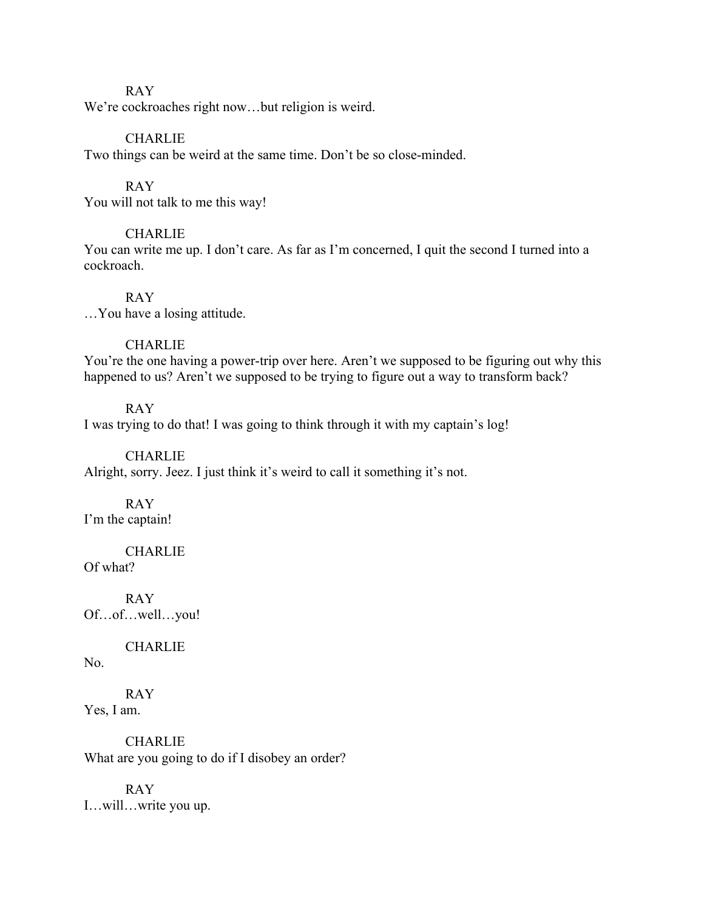RAY

We're cockroaches right now…but religion is weird.

CHARLIE

Two things can be weird at the same time. Don't be so close-minded.

RAY

You will not talk to me this way!

CHARLIE

You can write me up. I don't care. As far as I'm concerned, I quit the second I turned into a cockroach.

RAY

…You have a losing attitude.

CHARLIE

You're the one having a power-trip over here. Aren't we supposed to be figuring out why this happened to us? Aren't we supposed to be trying to figure out a way to transform back?

RAY

I was trying to do that! I was going to think through it with my captain's log!

CHARLIE

Alright, sorry. Jeez. I just think it's weird to call it something it's not.

RAY

I'm the captain!

CHARLIE

Of what?

RAY

Of…of…well…you!

CHARLIE

No.

RAY

Yes, I am.

CHARLIE

What are you going to do if I disobey an order?

RAY

I…will…write you up.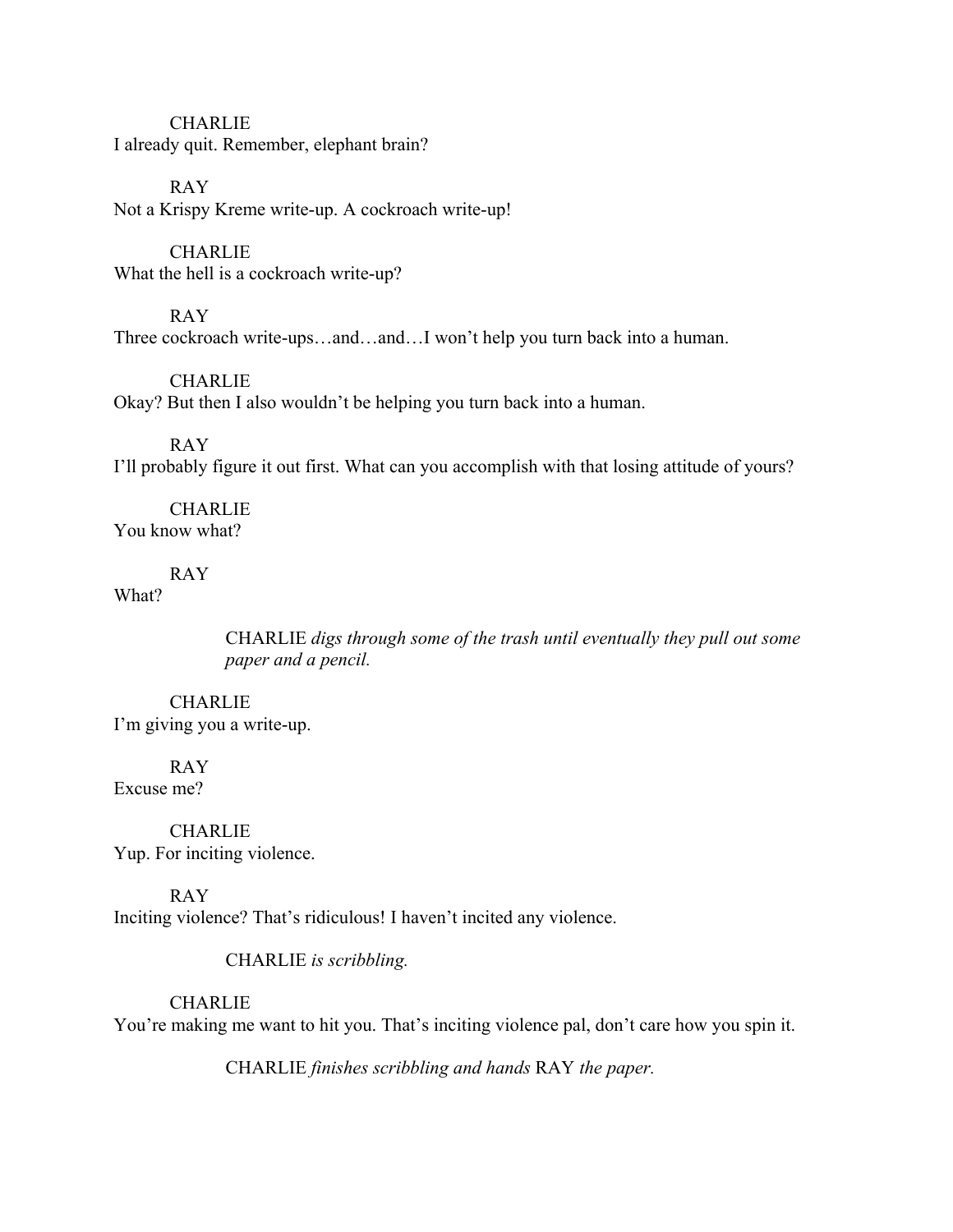CHARLIE
I already quit. Remember, elephant brain?

RAY
Not a Krispy Kreme write-up. A cockroach write-up!

CHARLIE
What the hell is a cockroach write-up?

RAY
Three cockroach write-ups…and…and…I won't help you turn back into a human.

CHARLIE
Okay? But then I also wouldn't be helping you turn back into a human.

RAY
I'll probably figure it out first. What can you accomplish with that losing attitude of yours?

CHARLIE
You know what?

RAY
What?

> CHARLIE *digs through some of the trash until eventually they pull out some paper and a pencil.*

CHARLIE
I'm giving you a write-up.

RAY
Excuse me?

CHARLIE
Yup. For inciting violence.

RAY
Inciting violence? That's ridiculous! I haven't incited any violence.

> CHARLIE *is scribbling.*

CHARLIE
You're making me want to hit you. That's inciting violence pal, don't care how you spin it.

> CHARLIE *finishes scribbling and hands* RAY *the paper.*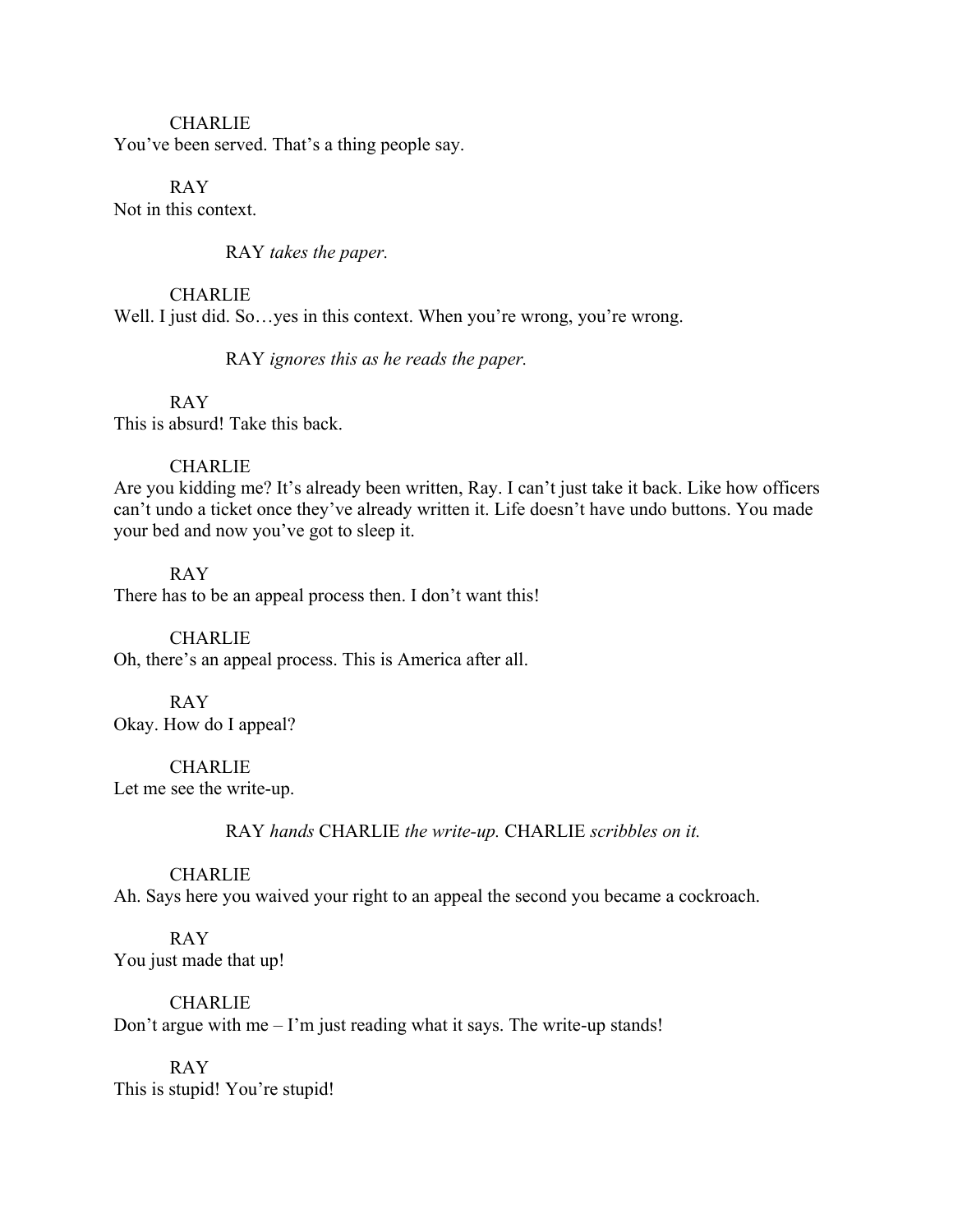CHARLIE
You've been served. That's a thing people say.

RAY
Not in this context.

RAY *takes the paper.*

CHARLIE
Well. I just did. So…yes in this context. When you're wrong, you're wrong.

RAY *ignores this as he reads the paper.*

RAY
This is absurd! Take this back.

CHARLIE
Are you kidding me? It's already been written, Ray. I can't just take it back. Like how officers can't undo a ticket once they've already written it. Life doesn't have undo buttons. You made your bed and now you've got to sleep it.

RAY
There has to be an appeal process then. I don't want this!

CHARLIE
Oh, there's an appeal process. This is America after all.

RAY
Okay. How do I appeal?

CHARLIE
Let me see the write-up.

RAY *hands* CHARLIE *the write-up.* CHARLIE *scribbles on it.*

CHARLIE
Ah. Says here you waived your right to an appeal the second you became a cockroach.

RAY
You just made that up!

CHARLIE
Don't argue with me – I'm just reading what it says. The write-up stands!

RAY
This is stupid! You're stupid!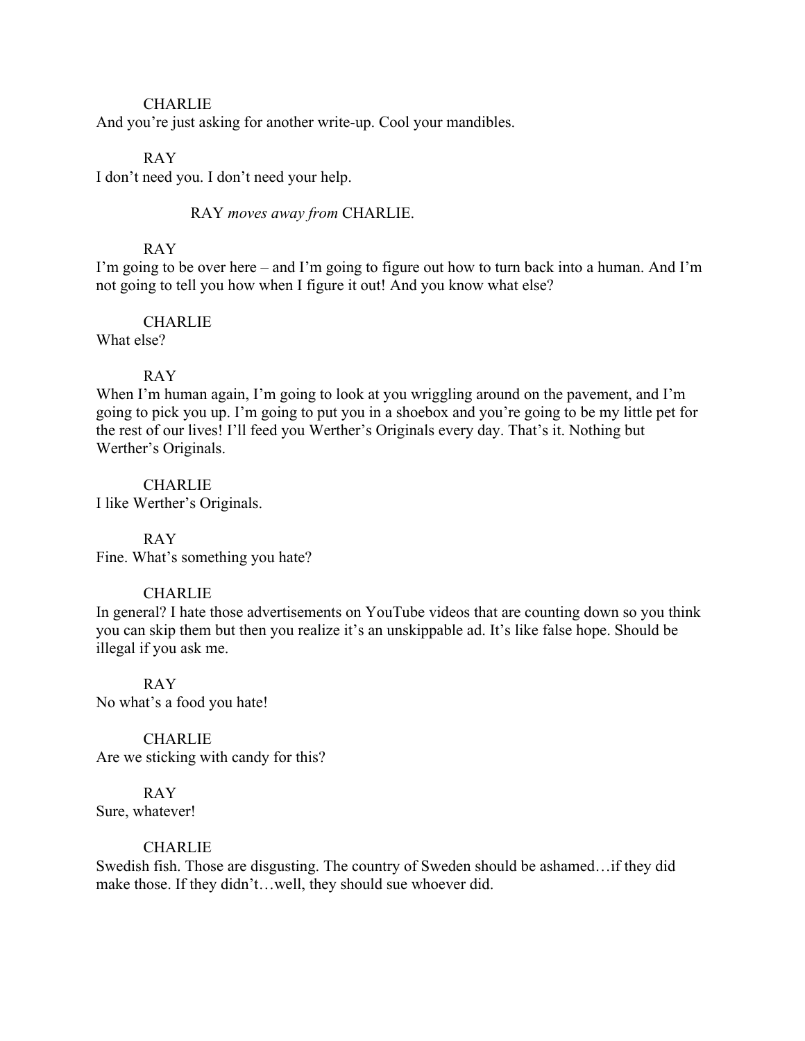CHARLIE

And you're just asking for another write-up. Cool your mandibles.

RAY

I don't need you. I don't need your help.

RAY *moves away from* CHARLIE.

RAY

I'm going to be over here – and I'm going to figure out how to turn back into a human. And I'm not going to tell you how when I figure it out! And you know what else?

CHARLIE

What else?

RAY

When I'm human again, I'm going to look at you wriggling around on the pavement, and I'm going to pick you up. I'm going to put you in a shoebox and you're going to be my little pet for the rest of our lives! I'll feed you Werther's Originals every day. That's it. Nothing but Werther's Originals.

CHARLIE

I like Werther's Originals.

RAY

Fine. What's something you hate?

CHARLIE

In general? I hate those advertisements on YouTube videos that are counting down so you think you can skip them but then you realize it's an unskippable ad. It's like false hope. Should be illegal if you ask me.

RAY

No what's a food you hate!

CHARLIE

Are we sticking with candy for this?

RAY

Sure, whatever!

CHARLIE

Swedish fish. Those are disgusting. The country of Sweden should be ashamed…if they did make those. If they didn't…well, they should sue whoever did.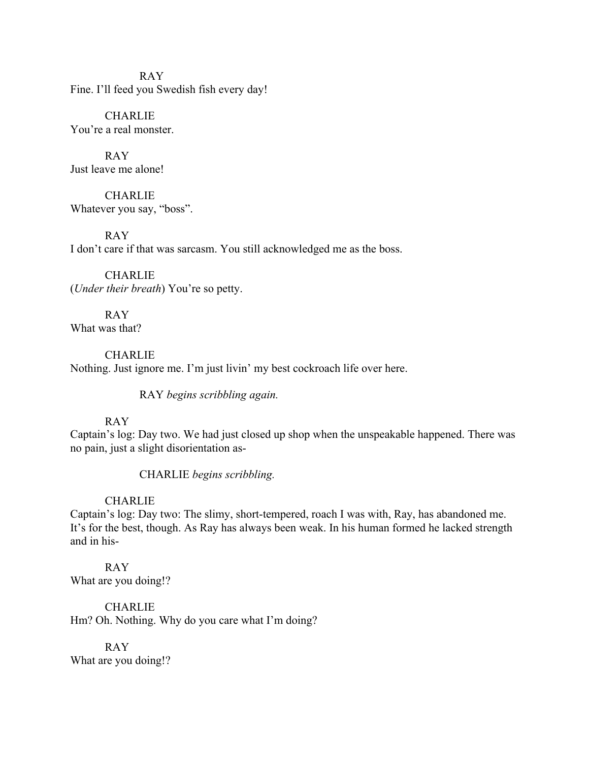RAY
Fine. I'll feed you Swedish fish every day!

CHARLIE
You're a real monster.

RAY
Just leave me alone!

CHARLIE
Whatever you say, "boss".

RAY
I don't care if that was sarcasm. You still acknowledged me as the boss.

CHARLIE
(*Under their breath*) You're so petty.

RAY
What was that?

CHARLIE
Nothing. Just ignore me. I'm just livin' my best cockroach life over here.

RAY *begins scribbling again.*

RAY
Captain's log: Day two. We had just closed up shop when the unspeakable happened. There was no pain, just a slight disorientation as-

CHARLIE *begins scribbling.*

CHARLIE
Captain's log: Day two: The slimy, short-tempered, roach I was with, Ray, has abandoned me. It's for the best, though. As Ray has always been weak. In his human formed he lacked strength and in his-

RAY
What are you doing!?

CHARLIE
Hm? Oh. Nothing. Why do you care what I'm doing?

RAY
What are you doing!?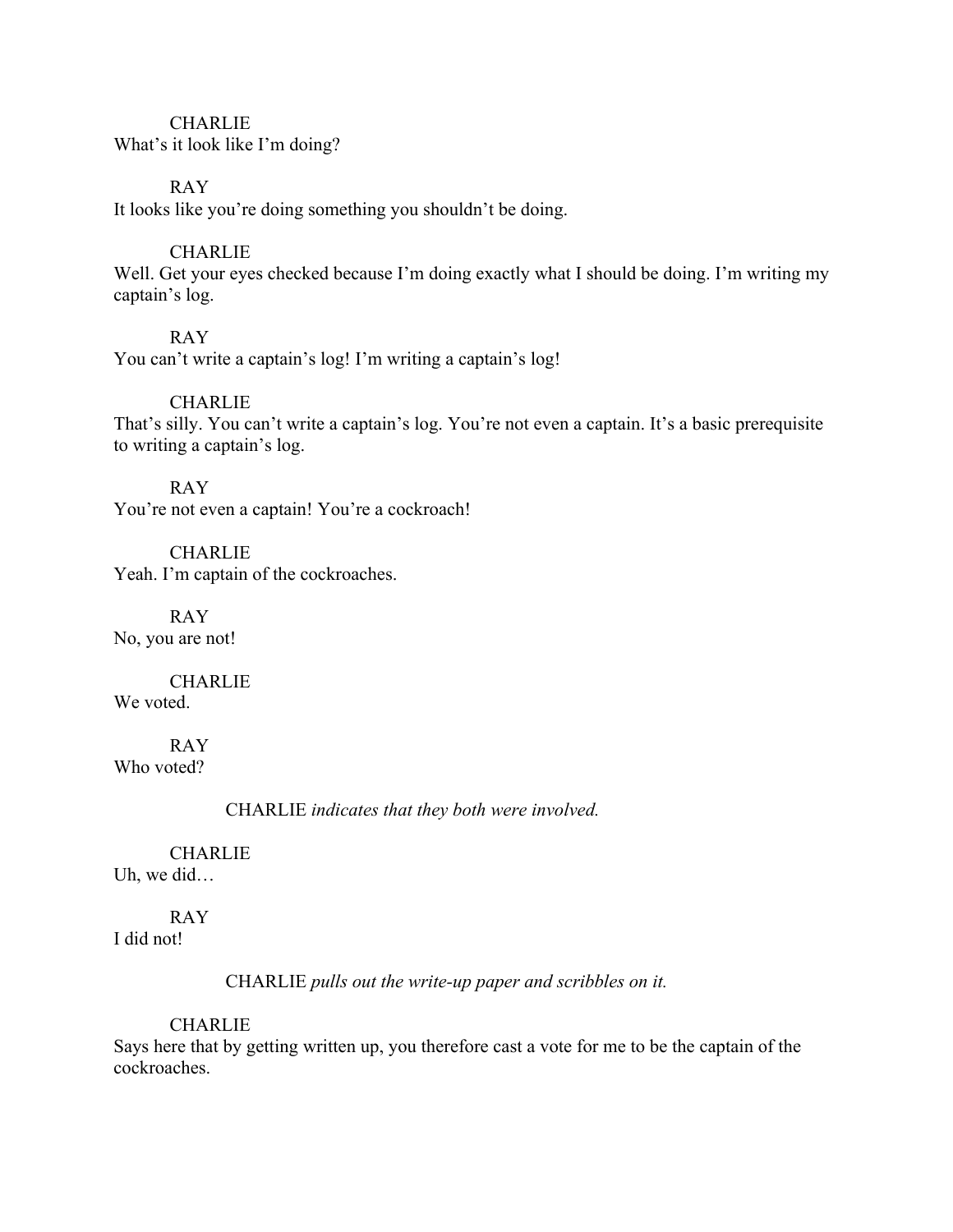CHARLIE
What's it look like I'm doing?

RAY
It looks like you're doing something you shouldn't be doing.

CHARLIE
Well. Get your eyes checked because I'm doing exactly what I should be doing. I'm writing my captain's log.

RAY
You can't write a captain's log! I'm writing a captain's log!

CHARLIE
That's silly. You can't write a captain's log. You're not even a captain. It's a basic prerequisite to writing a captain's log.

RAY
You're not even a captain! You're a cockroach!

CHARLIE
Yeah. I'm captain of the cockroaches.

RAY
No, you are not!

CHARLIE
We voted.

RAY
Who voted?

CHARLIE *indicates that they both were involved.*

CHARLIE
Uh, we did…

RAY
I did not!

CHARLIE *pulls out the write-up paper and scribbles on it.*

CHARLIE
Says here that by getting written up, you therefore cast a vote for me to be the captain of the cockroaches.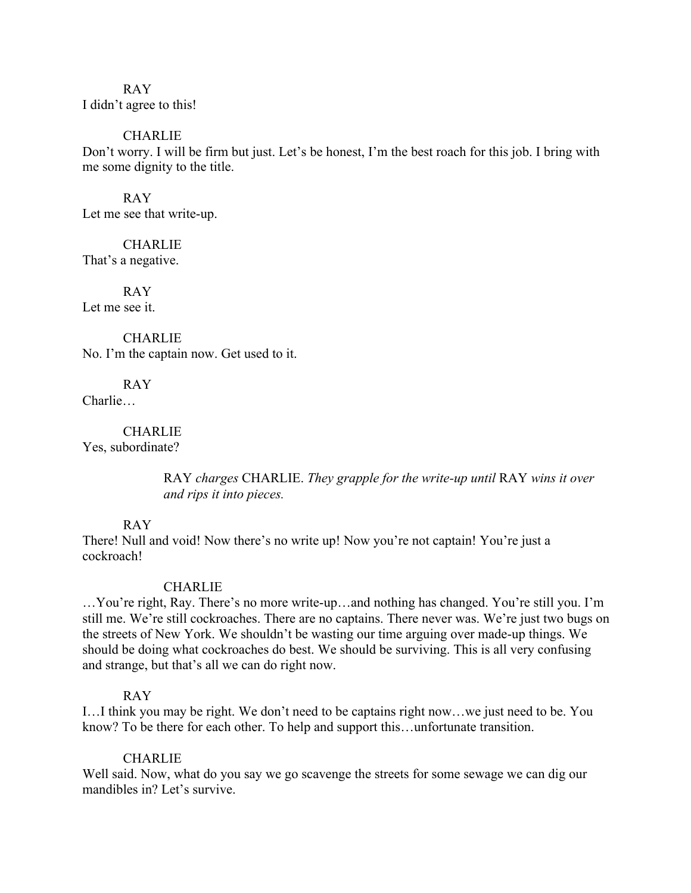RAY
I didn't agree to this!

CHARLIE
Don't worry. I will be firm but just. Let's be honest, I'm the best roach for this job. I bring with me some dignity to the title.

RAY
Let me see that write-up.

CHARLIE
That's a negative.

RAY
Let me see it.

CHARLIE
No. I'm the captain now. Get used to it.

RAY
Charlie…

CHARLIE
Yes, subordinate?

> RAY *charges* CHARLIE. *They grapple for the write-up until* RAY *wins it over and rips it into pieces.*

RAY
There! Null and void! Now there's no write up! Now you're not captain! You're just a cockroach!

CHARLIE
…You're right, Ray. There's no more write-up…and nothing has changed. You're still you. I'm still me. We're still cockroaches. There are no captains. There never was. We're just two bugs on the streets of New York. We shouldn't be wasting our time arguing over made-up things. We should be doing what cockroaches do best. We should be surviving. This is all very confusing and strange, but that's all we can do right now.

RAY
I…I think you may be right. We don't need to be captains right now…we just need to be. You know? To be there for each other. To help and support this…unfortunate transition.

CHARLIE
Well said. Now, what do you say we go scavenge the streets for some sewage we can dig our mandibles in? Let's survive.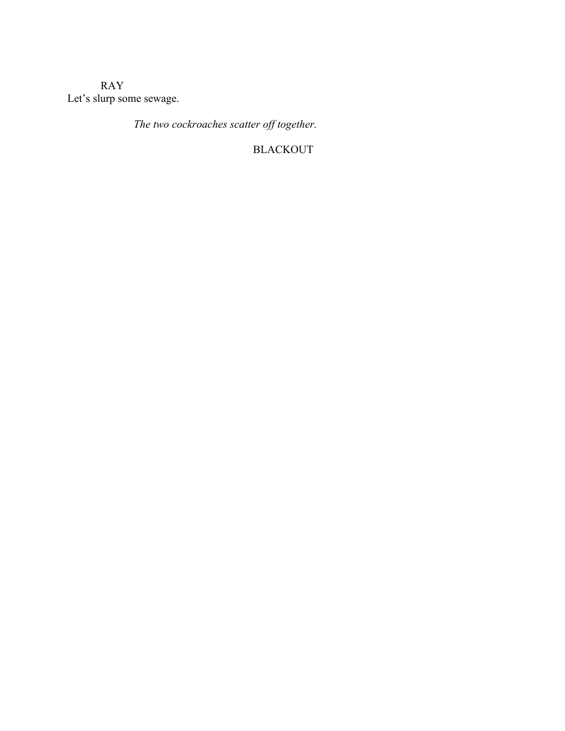RAY

Let's slurp some sewage.

*The two cockroaches scatter off together.*

BLACKOUT